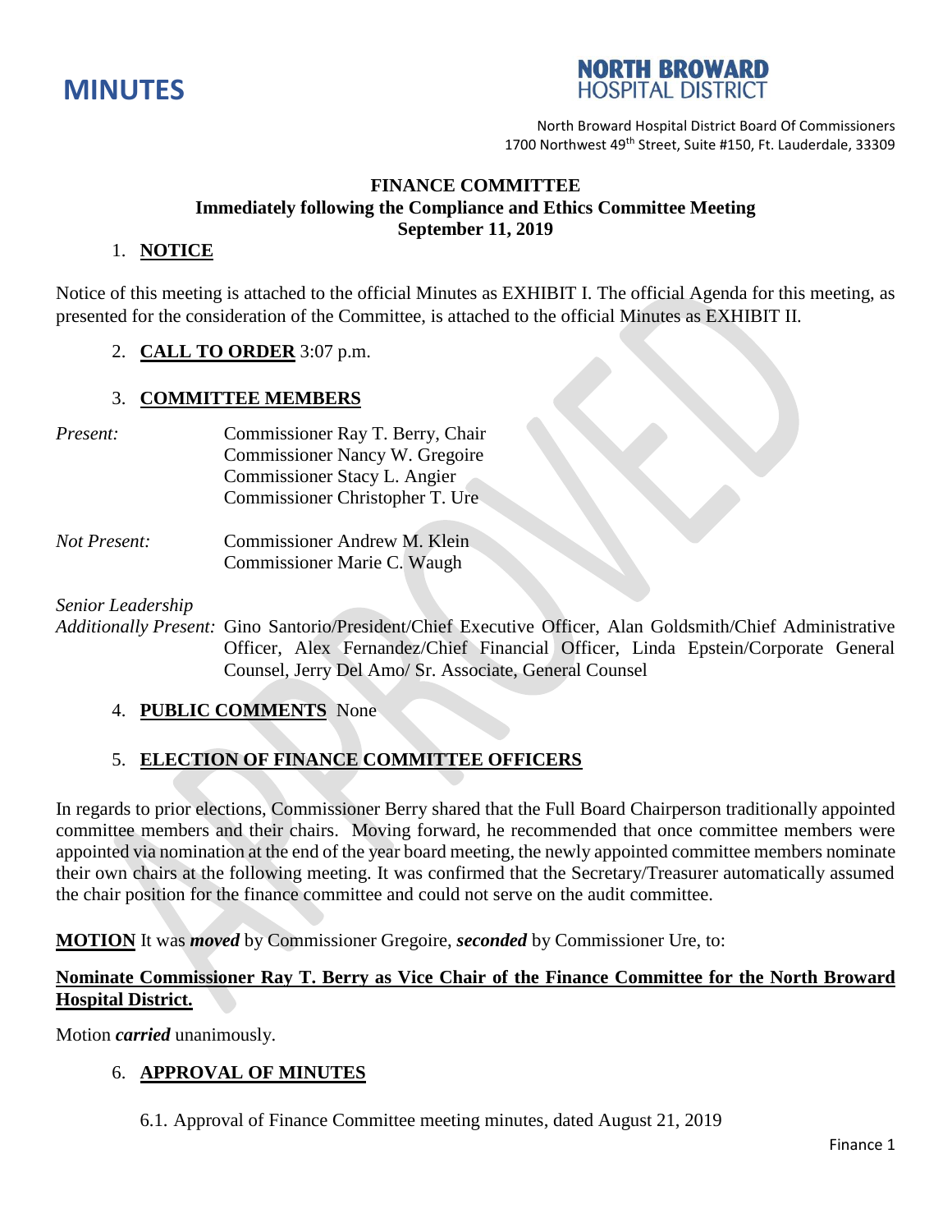# MINUTES

**NORTH BROWARD HOSPITAL DISTRICT**

North Broward Hospital District Board Of Commissioners
1700 Northwest 49th Street, Suite #150, Ft. Lauderdale, 33309

## FINANCE COMMITTEE
**Immediately following the Compliance and Ethics Committee Meeting**
**September 11, 2019**

1. **NOTICE**

Notice of this meeting is attached to the official Minutes as EXHIBIT I. The official Agenda for this meeting, as presented for the consideration of the Committee, is attached to the official Minutes as EXHIBIT II.

2. **CALL TO ORDER** 3:07 p.m.

3. **COMMITTEE MEMBERS**

*Present:*
Commissioner Ray T. Berry, Chair
Commissioner Nancy W. Gregoire
Commissioner Stacy L. Angier
Commissioner Christopher T. Ure

*Not Present:*
Commissioner Andrew M. Klein
Commissioner Marie C. Waugh

*Senior Leadership Additionally Present:* Gino Santorio/President/Chief Executive Officer, Alan Goldsmith/Chief Administrative Officer, Alex Fernandez/Chief Financial Officer, Linda Epstein/Corporate General Counsel, Jerry Del Amo/ Sr. Associate, General Counsel

4. **PUBLIC COMMENTS** None

5. **ELECTION OF FINANCE COMMITTEE OFFICERS**

In regards to prior elections, Commissioner Berry shared that the Full Board Chairperson traditionally appointed committee members and their chairs. Moving forward, he recommended that once committee members were appointed via nomination at the end of the year board meeting, the newly appointed committee members nominate their own chairs at the following meeting. It was confirmed that the Secretary/Treasurer automatically assumed the chair position for the finance committee and could not serve on the audit committee.

**MOTION** It was ***moved*** by Commissioner Gregoire, ***seconded*** by Commissioner Ure, to:

**Nominate Commissioner Ray T. Berry as Vice Chair of the Finance Committee for the North Broward Hospital District.**

Motion ***carried*** unanimously.

6. **APPROVAL OF MINUTES**

6.1. Approval of Finance Committee meeting minutes, dated August 21, 2019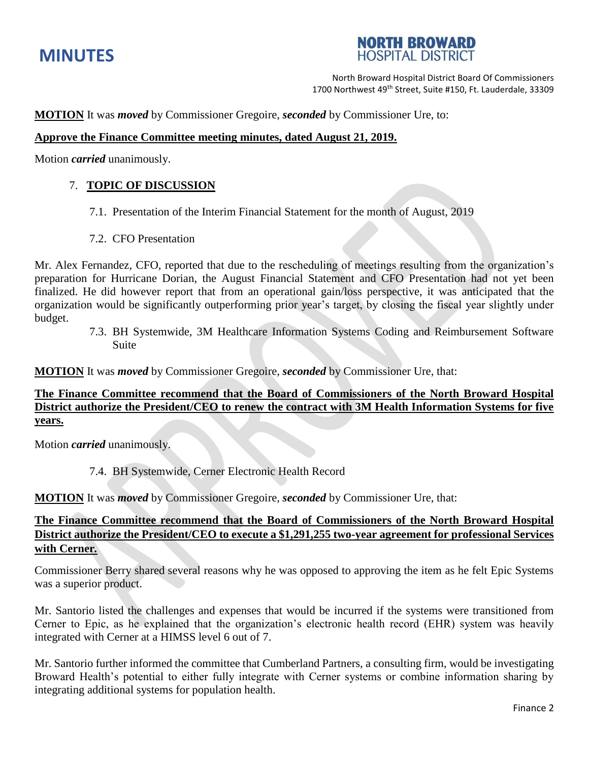**MOTION** It was ***moved*** by Commissioner Gregoire, ***seconded*** by Commissioner Ure, to:

**Approve the Finance Committee meeting minutes, dated August 21, 2019.**

Motion ***carried*** unanimously.

7. **TOPIC OF DISCUSSION**

   7.1. Presentation of the Interim Financial Statement for the month of August, 2019

   7.2. CFO Presentation

Mr. Alex Fernandez, CFO, reported that due to the rescheduling of meetings resulting from the organization's preparation for Hurricane Dorian, the August Financial Statement and CFO Presentation had not yet been finalized. He did however report that from an operational gain/loss perspective, it was anticipated that the organization would be significantly outperforming prior year's target, by closing the fiscal year slightly under budget.

   7.3. BH Systemwide, 3M Healthcare Information Systems Coding and Reimbursement Software Suite

**MOTION** It was ***moved*** by Commissioner Gregoire, ***seconded*** by Commissioner Ure, that:

**The Finance Committee recommend that the Board of Commissioners of the North Broward Hospital District authorize the President/CEO to renew the contract with 3M Health Information Systems for five years.**

Motion ***carried*** unanimously.

   7.4. BH Systemwide, Cerner Electronic Health Record

**MOTION** It was ***moved*** by Commissioner Gregoire, ***seconded*** by Commissioner Ure, that:

**The Finance Committee recommend that the Board of Commissioners of the North Broward Hospital District authorize the President/CEO to execute a $1,291,255 two-year agreement for professional Services with Cerner.**

Commissioner Berry shared several reasons why he was opposed to approving the item as he felt Epic Systems was a superior product.

Mr. Santorio listed the challenges and expenses that would be incurred if the systems were transitioned from Cerner to Epic, as he explained that the organization's electronic health record (EHR) system was heavily integrated with Cerner at a HIMSS level 6 out of 7.

Mr. Santorio further informed the committee that Cumberland Partners, a consulting firm, would be investigating Broward Health's potential to either fully integrate with Cerner systems or combine information sharing by integrating additional systems for population health.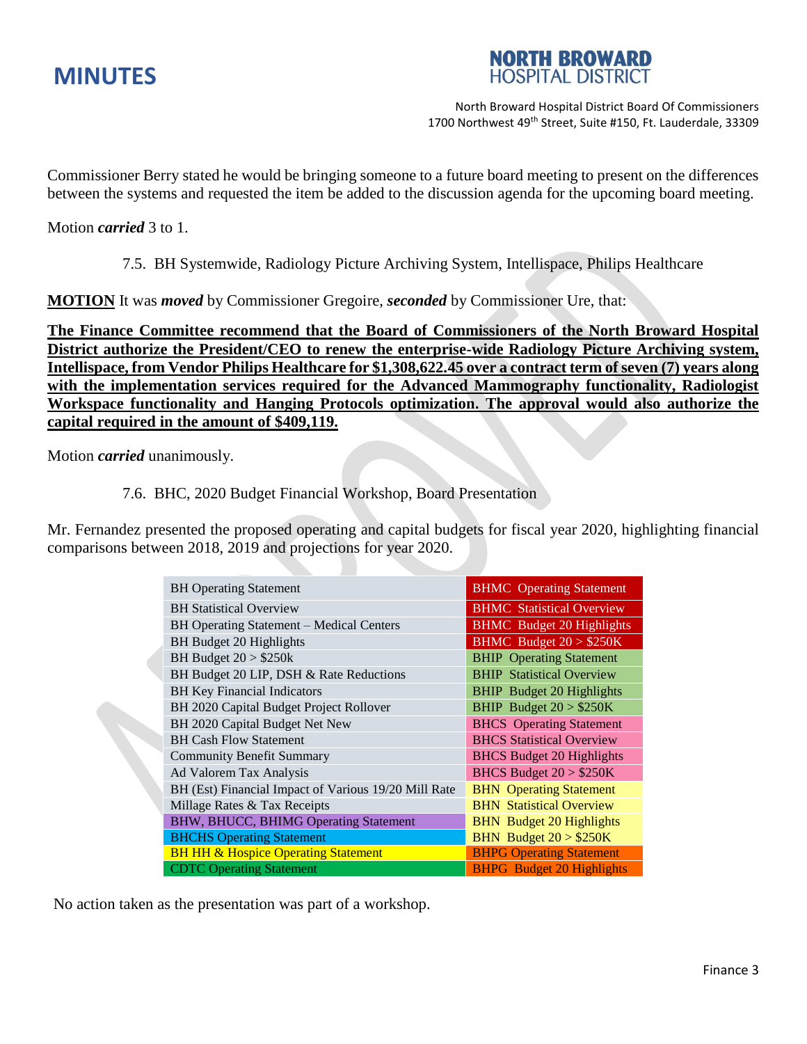Commissioner Berry stated he would be bringing someone to a future board meeting to present on the differences between the systems and requested the item be added to the discussion agenda for the upcoming board meeting.

Motion ***carried*** 3 to 1.

7.5. BH Systemwide, Radiology Picture Archiving System, Intellispace, Philips Healthcare

**MOTION** It was ***moved*** by Commissioner Gregoire, ***seconded*** by Commissioner Ure, that:

**The Finance Committee recommend that the Board of Commissioners of the North Broward Hospital District authorize the President/CEO to renew the enterprise-wide Radiology Picture Archiving system, Intellispace, from Vendor Philips Healthcare for $1,308,622.45 over a contract term of seven (7) years along with the implementation services required for the Advanced Mammography functionality, Radiologist Workspace functionality and Hanging Protocols optimization. The approval would also authorize the capital required in the amount of $409,119.**

Motion ***carried*** unanimously.

7.6. BHC, 2020 Budget Financial Workshop, Board Presentation

Mr. Fernandez presented the proposed operating and capital budgets for fiscal year 2020, highlighting financial comparisons between 2018, 2019 and projections for year 2020.

| | |
|---|---|
| BH Operating Statement | BHMC Operating Statement |
| BH Statistical Overview | BHMC Statistical Overview |
| BH Operating Statement – Medical Centers | BHMC Budget 20 Highlights |
| BH Budget 20 Highlights | BHMC Budget 20 > $250K |
| BH Budget 20 > $250k | BHIP Operating Statement |
| BH Budget 20 LIP, DSH & Rate Reductions | BHIP Statistical Overview |
| BH Key Financial Indicators | BHIP Budget 20 Highlights |
| BH 2020 Capital Budget Project Rollover | BHIP Budget 20 > $250K |
| BH 2020 Capital Budget Net New | BHCS Operating Statement |
| BH Cash Flow Statement | BHCS Statistical Overview |
| Community Benefit Summary | BHCS Budget 20 Highlights |
| Ad Valorem Tax Analysis | BHCS Budget 20 > $250K |
| BH (Est) Financial Impact of Various 19/20 Mill Rate | BHN Operating Statement |
| Millage Rates & Tax Receipts | BHN Statistical Overview |
| BHW, BHUCC, BHIMG Operating Statement | BHN Budget 20 Highlights |
| BHCHS Operating Statement | BHN Budget 20 > $250K |
| BH HH & Hospice Operating Statement | BHPG Operating Statement |
| CDTC Operating Statement | BHPG Budget 20 Highlights |

No action taken as the presentation was part of a workshop.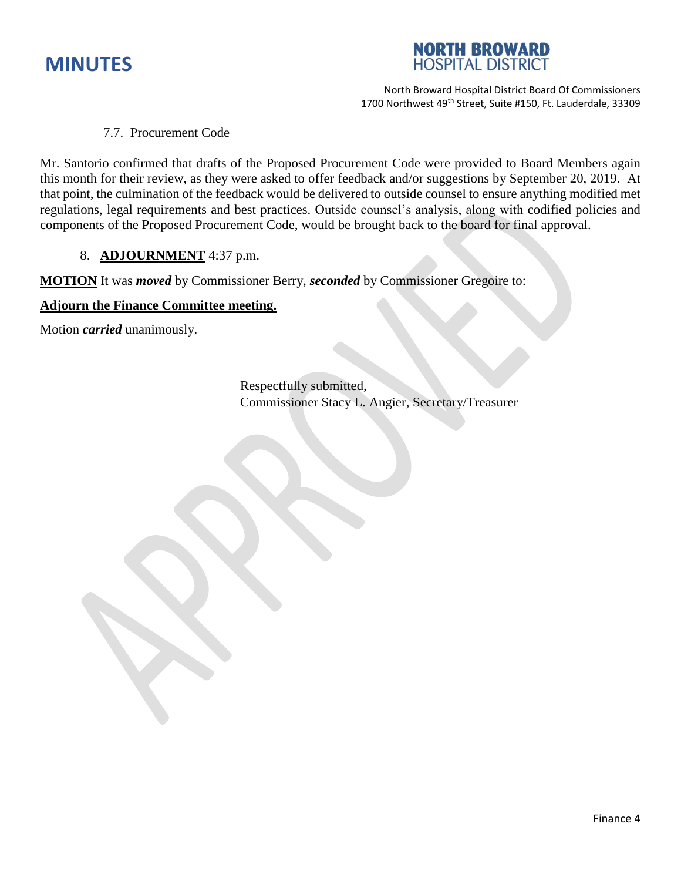7.7. Procurement Code

Mr. Santorio confirmed that drafts of the Proposed Procurement Code were provided to Board Members again this month for their review, as they were asked to offer feedback and/or suggestions by September 20, 2019. At that point, the culmination of the feedback would be delivered to outside counsel to ensure anything modified met regulations, legal requirements and best practices. Outside counsel's analysis, along with codified policies and components of the Proposed Procurement Code, would be brought back to the board for final approval.

8. **ADJOURNMENT** 4:37 p.m.

**MOTION** It was ***moved*** by Commissioner Berry, ***seconded*** by Commissioner Gregoire to:

**Adjourn the Finance Committee meeting.**

Motion ***carried*** unanimously.

Respectfully submitted,
Commissioner Stacy L. Angier, Secretary/Treasurer